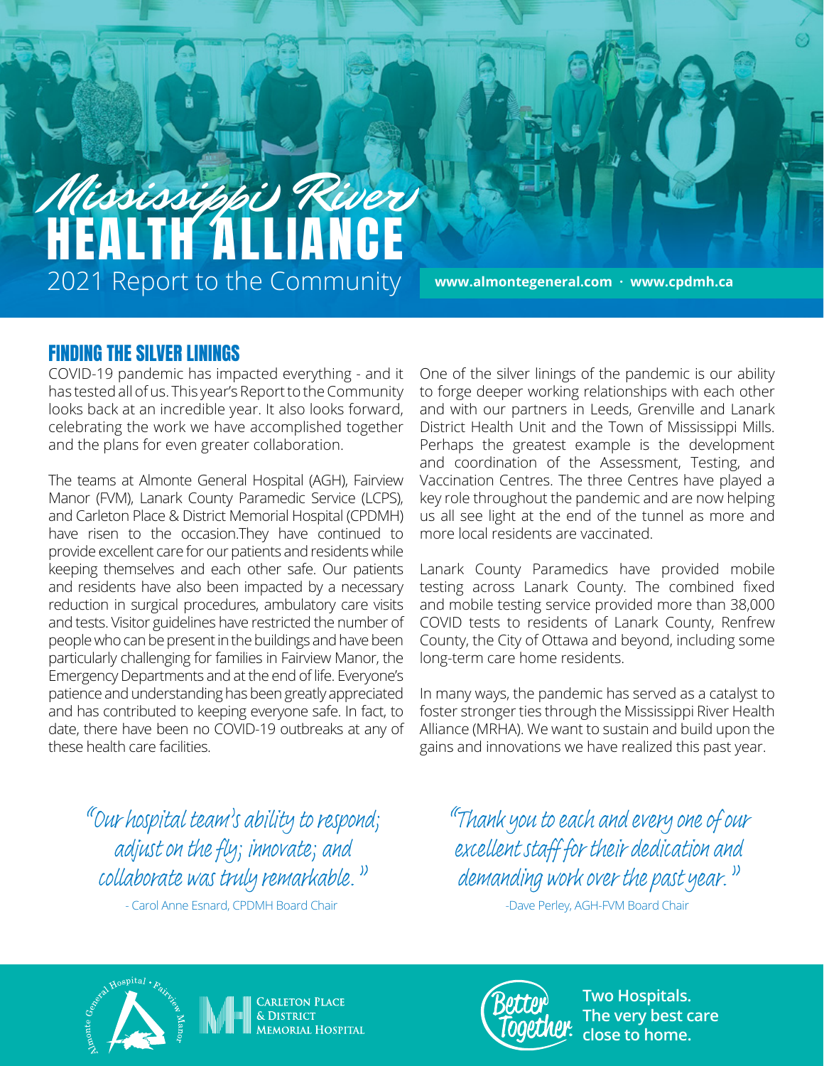# Mississippi River HEALTH ALLIANCE

## 2021 Report to the Community

www.almontegeneral.com · www.cpdmh.ca

## FINDING THE SILVER LININGS

COVID-19 pandemic has impacted everything - and it has tested all of us. This year's Report to the Community looks back at an incredible year. It also looks forward, celebrating the work we have accomplished together and the plans for even greater collaboration.

The teams at Almonte General Hospital (AGH), Fairview Manor (FVM), Lanark County Paramedic Service (LCPS), and Carleton Place & District Memorial Hospital (CPDMH) have risen to the occasion.They have continued to provide excellent care for our patients and residents while keeping themselves and each other safe. Our patients and residents have also been impacted by a necessary reduction in surgical procedures, ambulatory care visits and tests. Visitor guidelines have restricted the number of people who can be present in the buildings and have been particularly challenging for families in Fairview Manor, the Emergency Departments and at the end of life. Everyone's patience and understanding has been greatly appreciated and has contributed to keeping everyone safe. In fact, to date, there have been no COVID-19 outbreaks at any of these health care facilities.

One of the silver linings of the pandemic is our ability to forge deeper working relationships with each other and with our partners in Leeds, Grenville and Lanark District Health Unit and the Town of Mississippi Mills. Perhaps the greatest example is the development and coordination of the Assessment, Testing, and Vaccination Centres. The three Centres have played a key role throughout the pandemic and are now helping us all see light at the end of the tunnel as more and more local residents are vaccinated.

Lanark County Paramedics have provided mobile testing across Lanark County. The combined fixed and mobile testing service provided more than 38,000 COVID tests to residents of Lanark County, Renfrew County, the City of Ottawa and beyond, including some long-term care home residents.

In many ways, the pandemic has served as a catalyst to foster stronger ties through the Mississippi River Health Alliance (MRHA). We want to sustain and build upon the gains and innovations we have realized this past year.

> *"Our hospital team's ability to respond; adjust on the fly; innovate; and collaborate was truly remarkable."*
>
> - Carol Anne Esnard, CPDMH Board Chair

> *"Thank you to each and every one of our excellent staff for their dedication and demanding work over the past year."*
>
> -Dave Perley, AGH-FVM Board Chair

Almonte General Hospital • Fairview Manor

Carleton Place & District Memorial Hospital

Better Together. **Two Hospitals. The very best care close to home.**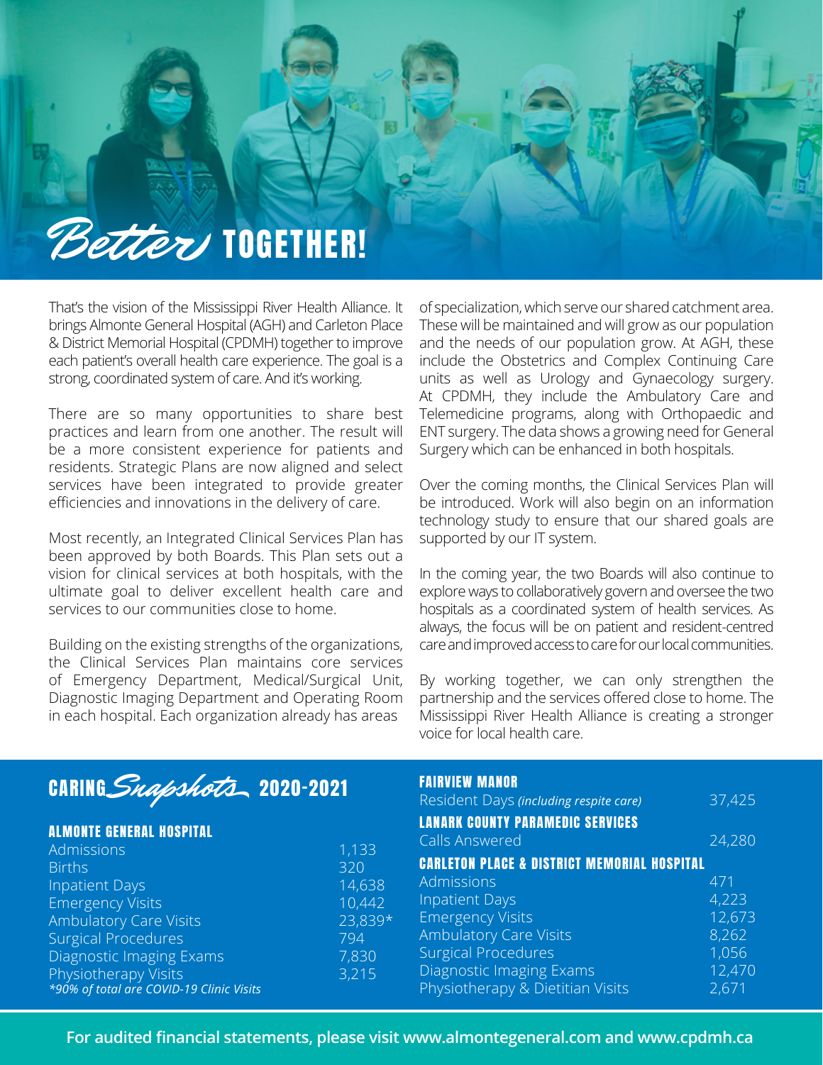# *Better* TOGETHER!

That's the vision of the Mississippi River Health Alliance. It brings Almonte General Hospital (AGH) and Carleton Place & District Memorial Hospital (CPDMH) together to improve each patient's overall health care experience. The goal is a strong, coordinated system of care. And it's working.

There are so many opportunities to share best practices and learn from one another. The result will be a more consistent experience for patients and residents. Strategic Plans are now aligned and select services have been integrated to provide greater efficiencies and innovations in the delivery of care.

Most recently, an Integrated Clinical Services Plan has been approved by both Boards. This Plan sets out a vision for clinical services at both hospitals, with the ultimate goal to deliver excellent health care and services to our communities close to home.

Building on the existing strengths of the organizations, the Clinical Services Plan maintains core services of Emergency Department, Medical/Surgical Unit, Diagnostic Imaging Department and Operating Room in each hospital. Each organization already has areas of specialization, which serve our shared catchment area. These will be maintained and will grow as our population and the needs of our population grow. At AGH, these include the Obstetrics and Complex Continuing Care units as well as Urology and Gynaecology surgery. At CPDMH, they include the Ambulatory Care and Telemedicine programs, along with Orthopaedic and ENT surgery. The data shows a growing need for General Surgery which can be enhanced in both hospitals.

Over the coming months, the Clinical Services Plan will be introduced. Work will also begin on an information technology study to ensure that our shared goals are supported by our IT system.

In the coming year, the two Boards will also continue to explore ways to collaboratively govern and oversee the two hospitals as a coordinated system of health services. As always, the focus will be on patient and resident-centred care and improved access to care for our local communities.

By working together, we can only strengthen the partnership and the services offered close to home. The Mississippi River Health Alliance is creating a stronger voice for local health care.

## CARING *Snapshots* 2020-2021

### ALMONTE GENERAL HOSPITAL

| | |
|---|---|
| Admissions | 1,133 |
| Births | 320 |
| Inpatient Days | 14,638 |
| Emergency Visits | 10,442 |
| Ambulatory Care Visits | 23,839* |
| Surgical Procedures | 794 |
| Diagnostic Imaging Exams | 7,830 |
| Physiotherapy Visits | 3,215 |

*\*90% of total are COVID-19 Clinic Visits*

### FAIRVIEW MANOR

| | |
|---|---|
| Resident Days *(including respite care)* | 37,425 |

### LANARK COUNTY PARAMEDIC SERVICES

| | |
|---|---|
| Calls Answered | 24,280 |

### CARLETON PLACE & DISTRICT MEMORIAL HOSPITAL

| | |
|---|---|
| Admissions | 471 |
| Inpatient Days | 4,223 |
| Emergency Visits | 12,673 |
| Ambulatory Care Visits | 8,262 |
| Surgical Procedures | 1,056 |
| Diagnostic Imaging Exams | 12,470 |
| Physiotherapy & Dietitian Visits | 2,671 |

**For audited financial statements, please visit www.almontegeneral.com and www.cpdmh.ca**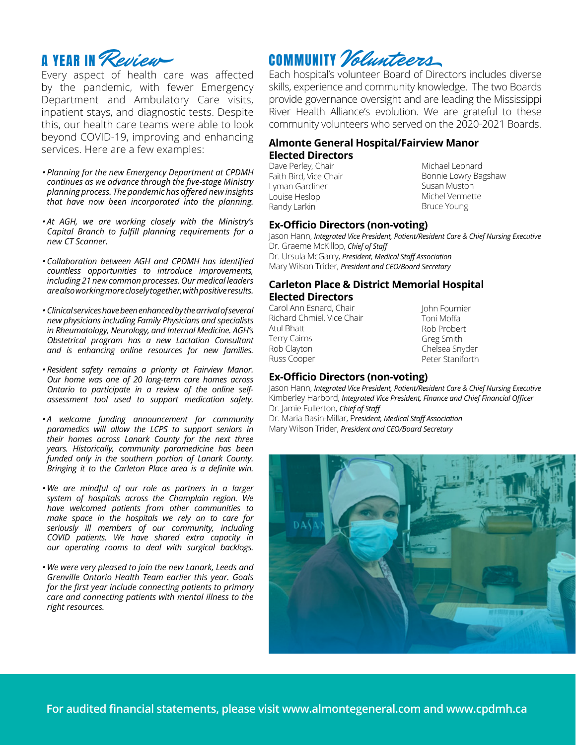## A YEAR IN *Review*

Every aspect of health care was affected by the pandemic, with fewer Emergency Department and Ambulatory Care visits, inpatient stays, and diagnostic tests. Despite this, our health care teams were able to look beyond COVID-19, improving and enhancing services. Here are a few examples:

- *Planning for the new Emergency Department at CPDMH continues as we advance through the five-stage Ministry planning process. The pandemic has offered new insights that have now been incorporated into the planning.*
- *At AGH, we are working closely with the Ministry's Capital Branch to fulfill planning requirements for a new CT Scanner.*
- *Collaboration between AGH and CPDMH has identified countless opportunities to introduce improvements, including 21 new common processes. Our medical leaders are also working more closely together, with positive results.*
- *Clinical services have been enhanced by the arrival of several new physicians including Family Physicians and specialists in Rheumatology, Neurology, and Internal Medicine. AGH's Obstetrical program has a new Lactation Consultant and is enhancing online resources for new families.*
- *Resident safety remains a priority at Fairview Manor. Our home was one of 20 long-term care homes across Ontario to participate in a review of the online self-assessment tool used to support medication safety.*
- *A welcome funding announcement for community paramedics will allow the LCPS to support seniors in their homes across Lanark County for the next three years. Historically, community paramedicine has been funded only in the southern portion of Lanark County. Bringing it to the Carleton Place area is a definite win.*
- *We are mindful of our role as partners in a larger system of hospitals across the Champlain region. We have welcomed patients from other communities to make space in the hospitals we rely on to care for seriously ill members of our community, including COVID patients. We have shared extra capacity in our operating rooms to deal with surgical backlogs.*
- *We were very pleased to join the new Lanark, Leeds and Grenville Ontario Health Team earlier this year. Goals for the first year include connecting patients to primary care and connecting patients with mental illness to the right resources.*

## COMMUNITY *Volunteers*

Each hospital's volunteer Board of Directors includes diverse skills, experience and community knowledge. The two Boards provide governance oversight and are leading the Mississippi River Health Alliance's evolution. We are grateful to these community volunteers who served on the 2020-2021 Boards.

### Almonte General Hospital/Fairview Manor Elected Directors

Dave Perley, Chair
Faith Bird, Vice Chair
Lyman Gardiner
Louise Heslop
Randy Larkin
Michael Leonard
Bonnie Lowry Bagshaw
Susan Muston
Michel Vermette
Bruce Young

### Ex-Officio Directors (non-voting)

Jason Hann, *Integrated Vice President, Patient/Resident Care & Chief Nursing Executive*
Dr. Graeme McKillop, *Chief of Staff*
Dr. Ursula McGarry, *President, Medical Staff Association*
Mary Wilson Trider, *President and CEO/Board Secretary*

### Carleton Place & District Memorial Hospital Elected Directors

Carol Ann Esnard, Chair
Richard Chmiel, Vice Chair
Atul Bhatt
Terry Cairns
Rob Clayton
Russ Cooper
John Fournier
Toni Moffa
Rob Probert
Greg Smith
Chelsea Snyder
Peter Staniforth

### Ex-Officio Directors (non-voting)

Jason Hann, *Integrated Vice President, Patient/Resident Care & Chief Nursing Executive*
Kimberley Harbord, *Integrated Vice President, Finance and Chief Financial Officer*
Dr. Jamie Fullerton, *Chief of Staff*
Dr. Maria Basin-Millar, *President, Medical Staff Association*
Mary Wilson Trider, *President and CEO/Board Secretary*

**For audited financial statements, please visit www.almontegeneral.com and www.cpdmh.ca**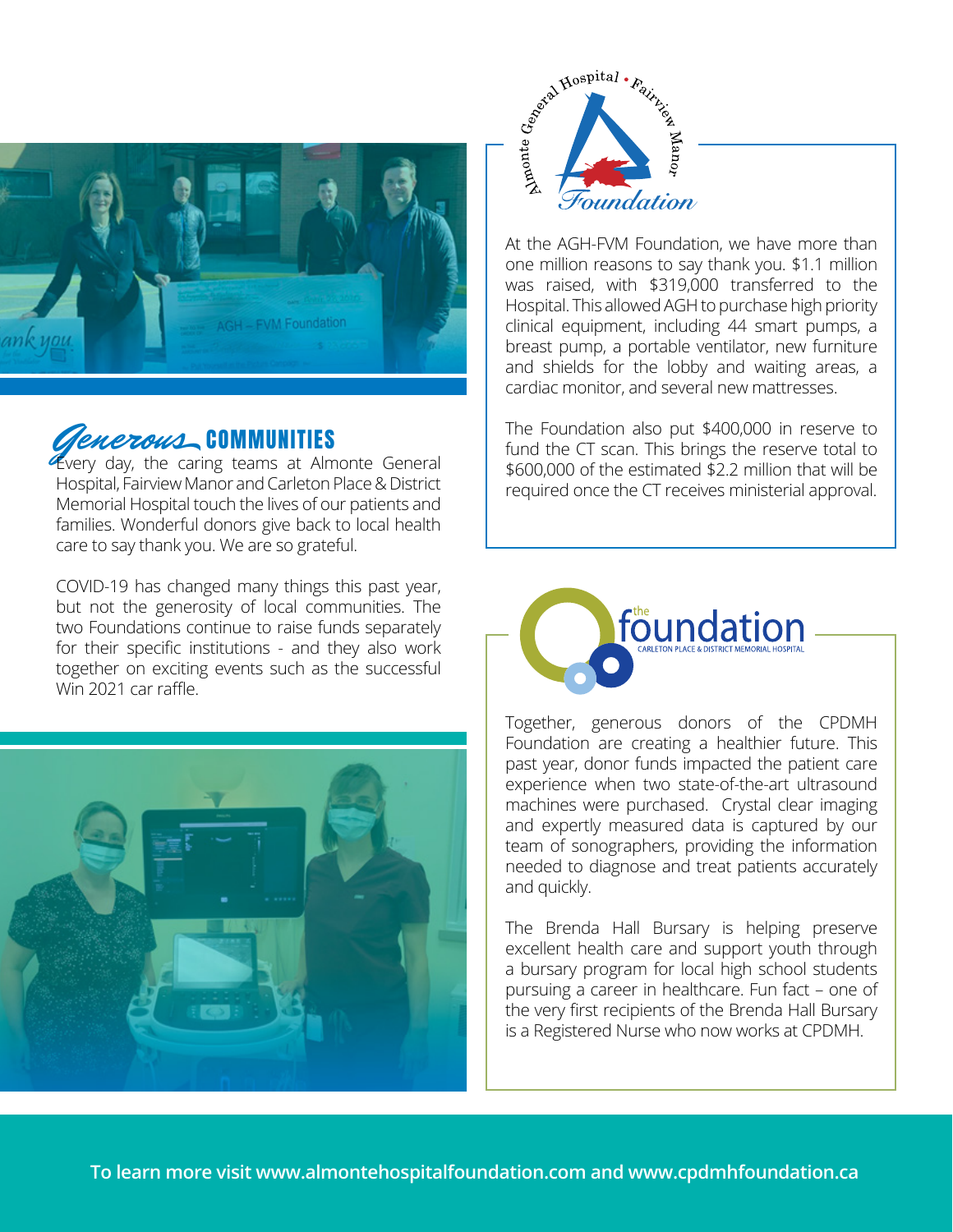## *Generous* COMMUNITIES

Every day, the caring teams at Almonte General Hospital, Fairview Manor and Carleton Place & District Memorial Hospital touch the lives of our patients and families. Wonderful donors give back to local health care to say thank you. We are so grateful.

COVID-19 has changed many things this past year, but not the generosity of local communities. The two Foundations continue to raise funds separately for their specific institutions - and they also work together on exciting events such as the successful Win 2021 car raffle.

Almonte General Hospital • Fairview Manor Foundation

At the AGH-FVM Foundation, we have more than one million reasons to say thank you. $1.1 million was raised, with $319,000 transferred to the Hospital. This allowed AGH to purchase high priority clinical equipment, including 44 smart pumps, a breast pump, a portable ventilator, new furniture and shields for the lobby and waiting areas, a cardiac monitor, and several new mattresses.

The Foundation also put $400,000 in reserve to fund the CT scan. This brings the reserve total to $600,000 of the estimated $2.2 million that will be required once the CT receives ministerial approval.

the foundation
CARLETON PLACE & DISTRICT MEMORIAL HOSPITAL

Together, generous donors of the CPDMH Foundation are creating a healthier future. This past year, donor funds impacted the patient care experience when two state-of-the-art ultrasound machines were purchased. Crystal clear imaging and expertly measured data is captured by our team of sonographers, providing the information needed to diagnose and treat patients accurately and quickly.

The Brenda Hall Bursary is helping preserve excellent health care and support youth through a bursary program for local high school students pursuing a career in healthcare. Fun fact – one of the very first recipients of the Brenda Hall Bursary is a Registered Nurse who now works at CPDMH.

**To learn more visit www.almontehospitalfoundation.com and www.cpdmhfoundation.ca**